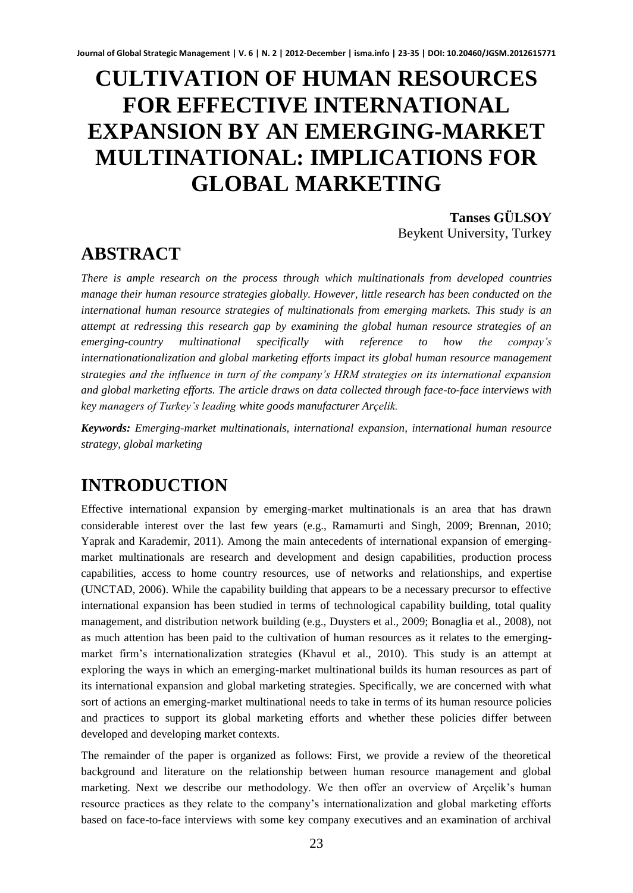# CULTIVATION OF HUMAN RESOURCES FOR EFFECTIVE INTERNATIONAL EXPANSION BY AN EMERGING-MARKET MULTINATIONAL: IMPLICATIONS FOR GLOBAL MARKETING

**Tanses GÜLSOY**
Beykent University, Turkey

## ABSTRACT

*There is ample research on the process through which multinationals from developed countries manage their human resource strategies globally. However, little research has been conducted on the international human resource strategies of multinationals from emerging markets. This study is an attempt at redressing this research gap by examining the global human resource strategies of an emerging-country multinational specifically with reference to how the compay's internationationalization and global marketing efforts impact its global human resource management strategies and the influence in turn of the company's HRM strategies on its international expansion and global marketing efforts. The article draws on data collected through face-to-face interviews with key managers of Turkey's leading white goods manufacturer Arçelik.*

***Keywords:*** *Emerging-market multinationals, international expansion, international human resource strategy, global marketing*

## INTRODUCTION

Effective international expansion by emerging-market multinationals is an area that has drawn considerable interest over the last few years (e.g., Ramamurti and Singh, 2009; Brennan, 2010; Yaprak and Karademir, 2011). Among the main antecedents of international expansion of emerging-market multinationals are research and development and design capabilities, production process capabilities, access to home country resources, use of networks and relationships, and expertise (UNCTAD, 2006). While the capability building that appears to be a necessary precursor to effective international expansion has been studied in terms of technological capability building, total quality management, and distribution network building (e.g., Duysters et al., 2009; Bonaglia et al., 2008), not as much attention has been paid to the cultivation of human resources as it relates to the emerging-market firm's internationalization strategies (Khavul et al., 2010). This study is an attempt at exploring the ways in which an emerging-market multinational builds its human resources as part of its international expansion and global marketing strategies. Specifically, we are concerned with what sort of actions an emerging-market multinational needs to take in terms of its human resource policies and practices to support its global marketing efforts and whether these policies differ between developed and developing market contexts.

The remainder of the paper is organized as follows: First, we provide a review of the theoretical background and literature on the relationship between human resource management and global marketing. Next we describe our methodology. We then offer an overview of Arçelik's human resource practices as they relate to the company's internationalization and global marketing efforts based on face-to-face interviews with some key company executives and an examination of archival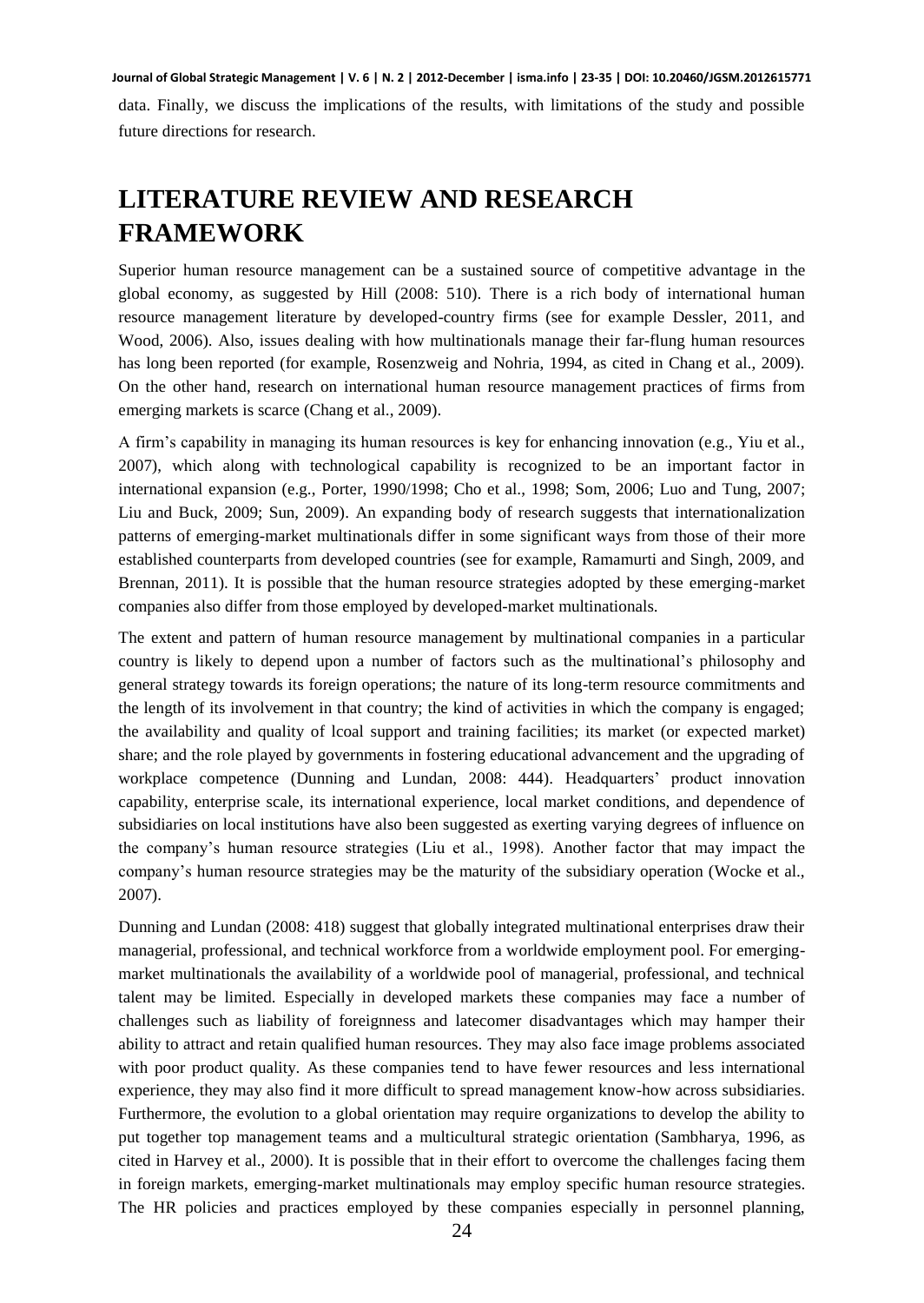data. Finally, we discuss the implications of the results, with limitations of the study and possible future directions for research.

# LITERATURE REVIEW AND RESEARCH FRAMEWORK

Superior human resource management can be a sustained source of competitive advantage in the global economy, as suggested by Hill (2008: 510). There is a rich body of international human resource management literature by developed-country firms (see for example Dessler, 2011, and Wood, 2006). Also, issues dealing with how multinationals manage their far-flung human resources has long been reported (for example, Rosenzweig and Nohria, 1994, as cited in Chang et al., 2009). On the other hand, research on international human resource management practices of firms from emerging markets is scarce (Chang et al., 2009).

A firm's capability in managing its human resources is key for enhancing innovation (e.g., Yiu et al., 2007), which along with technological capability is recognized to be an important factor in international expansion (e.g., Porter, 1990/1998; Cho et al., 1998; Som, 2006; Luo and Tung, 2007; Liu and Buck, 2009; Sun, 2009). An expanding body of research suggests that internationalization patterns of emerging-market multinationals differ in some significant ways from those of their more established counterparts from developed countries (see for example, Ramamurti and Singh, 2009, and Brennan, 2011). It is possible that the human resource strategies adopted by these emerging-market companies also differ from those employed by developed-market multinationals.

The extent and pattern of human resource management by multinational companies in a particular country is likely to depend upon a number of factors such as the multinational's philosophy and general strategy towards its foreign operations; the nature of its long-term resource commitments and the length of its involvement in that country; the kind of activities in which the company is engaged; the availability and quality of lcoal support and training facilities; its market (or expected market) share; and the role played by governments in fostering educational advancement and the upgrading of workplace competence (Dunning and Lundan, 2008: 444). Headquarters' product innovation capability, enterprise scale, its international experience, local market conditions, and dependence of subsidiaries on local institutions have also been suggested as exerting varying degrees of influence on the company's human resource strategies (Liu et al., 1998). Another factor that may impact the company's human resource strategies may be the maturity of the subsidiary operation (Wocke et al., 2007).

Dunning and Lundan (2008: 418) suggest that globally integrated multinational enterprises draw their managerial, professional, and technical workforce from a worldwide employment pool. For emerging-market multinationals the availability of a worldwide pool of managerial, professional, and technical talent may be limited. Especially in developed markets these companies may face a number of challenges such as liability of foreignness and latecomer disadvantages which may hamper their ability to attract and retain qualified human resources. They may also face image problems associated with poor product quality. As these companies tend to have fewer resources and less international experience, they may also find it more difficult to spread management know-how across subsidiaries. Furthermore, the evolution to a global orientation may require organizations to develop the ability to put together top management teams and a multicultural strategic orientation (Sambharya, 1996, as cited in Harvey et al., 2000). It is possible that in their effort to overcome the challenges facing them in foreign markets, emerging-market multinationals may employ specific human resource strategies. The HR policies and practices employed by these companies especially in personnel planning,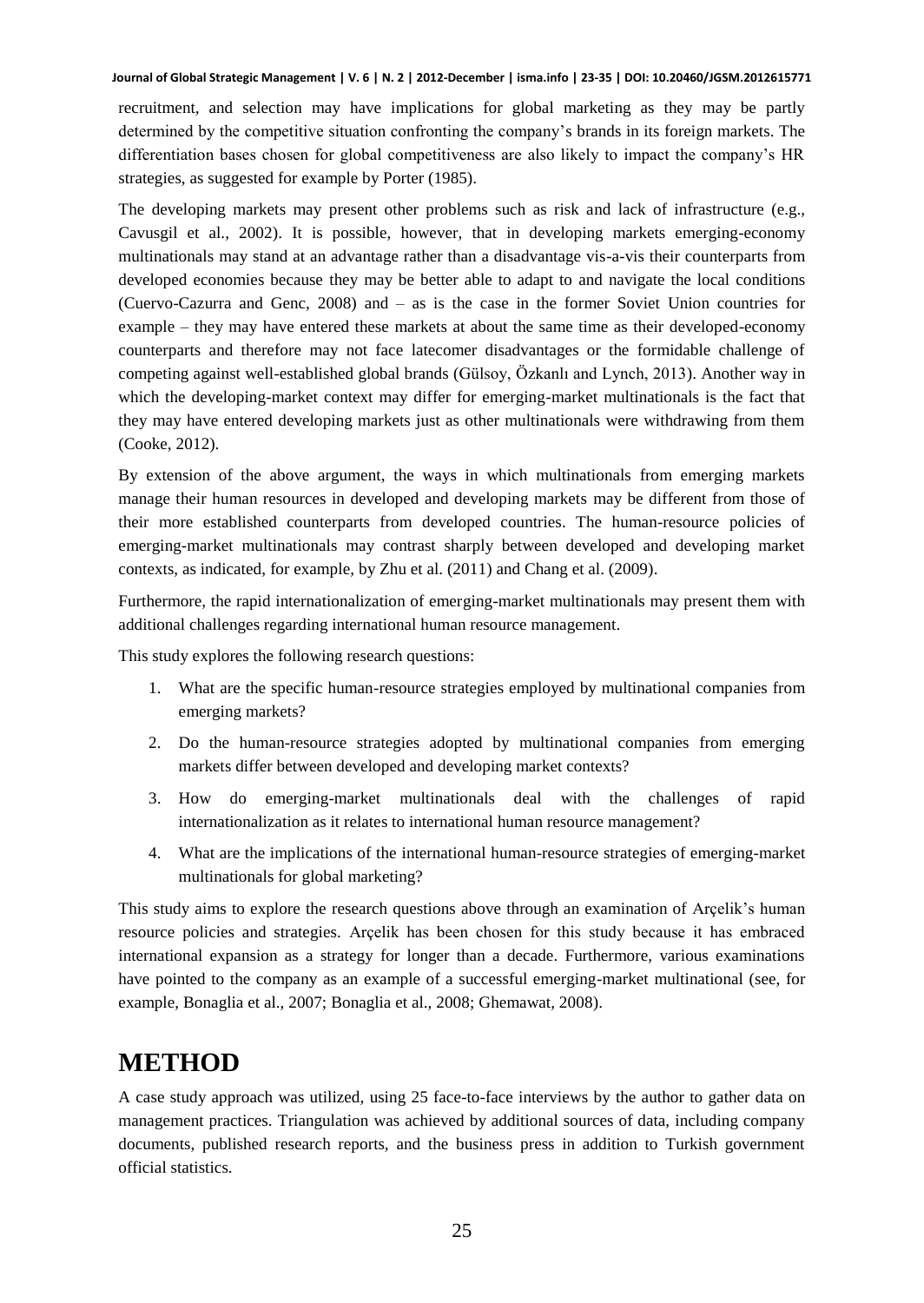recruitment, and selection may have implications for global marketing as they may be partly determined by the competitive situation confronting the company's brands in its foreign markets. The differentiation bases chosen for global competitiveness are also likely to impact the company's HR strategies, as suggested for example by Porter (1985).

The developing markets may present other problems such as risk and lack of infrastructure (e.g., Cavusgil et al., 2002). It is possible, however, that in developing markets emerging-economy multinationals may stand at an advantage rather than a disadvantage vis-a-vis their counterparts from developed economies because they may be better able to adapt to and navigate the local conditions (Cuervo-Cazurra and Genc, 2008) and – as is the case in the former Soviet Union countries for example – they may have entered these markets at about the same time as their developed-economy counterparts and therefore may not face latecomer disadvantages or the formidable challenge of competing against well-established global brands (Gülsoy, Özkanlı and Lynch, 2013). Another way in which the developing-market context may differ for emerging-market multinationals is the fact that they may have entered developing markets just as other multinationals were withdrawing from them (Cooke, 2012).

By extension of the above argument, the ways in which multinationals from emerging markets manage their human resources in developed and developing markets may be different from those of their more established counterparts from developed countries. The human-resource policies of emerging-market multinationals may contrast sharply between developed and developing market contexts, as indicated, for example, by Zhu et al. (2011) and Chang et al. (2009).

Furthermore, the rapid internationalization of emerging-market multinationals may present them with additional challenges regarding international human resource management.

This study explores the following research questions:

1. What are the specific human-resource strategies employed by multinational companies from emerging markets?
2. Do the human-resource strategies adopted by multinational companies from emerging markets differ between developed and developing market contexts?
3. How do emerging-market multinationals deal with the challenges of rapid internationalization as it relates to international human resource management?
4. What are the implications of the international human-resource strategies of emerging-market multinationals for global marketing?

This study aims to explore the research questions above through an examination of Arçelik's human resource policies and strategies. Arçelik has been chosen for this study because it has embraced international expansion as a strategy for longer than a decade. Furthermore, various examinations have pointed to the company as an example of a successful emerging-market multinational (see, for example, Bonaglia et al., 2007; Bonaglia et al., 2008; Ghemawat, 2008).

# METHOD

A case study approach was utilized, using 25 face-to-face interviews by the author to gather data on management practices. Triangulation was achieved by additional sources of data, including company documents, published research reports, and the business press in addition to Turkish government official statistics.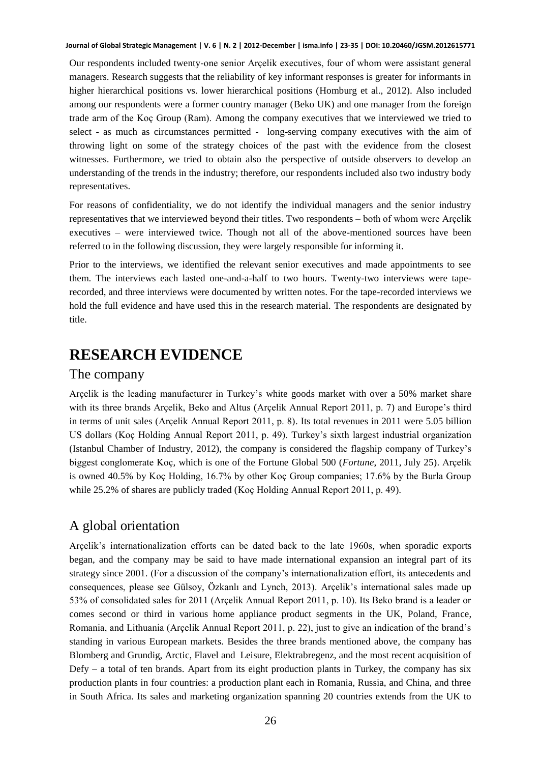Our respondents included twenty-one senior Arçelik executives, four of whom were assistant general managers. Research suggests that the reliability of key informant responses is greater for informants in higher hierarchical positions vs. lower hierarchical positions (Homburg et al., 2012). Also included among our respondents were a former country manager (Beko UK) and one manager from the foreign trade arm of the Koç Group (Ram). Among the company executives that we interviewed we tried to select - as much as circumstances permitted - long-serving company executives with the aim of throwing light on some of the strategy choices of the past with the evidence from the closest witnesses. Furthermore, we tried to obtain also the perspective of outside observers to develop an understanding of the trends in the industry; therefore, our respondents included also two industry body representatives.

For reasons of confidentiality, we do not identify the individual managers and the senior industry representatives that we interviewed beyond their titles. Two respondents – both of whom were Arçelik executives – were interviewed twice. Though not all of the above-mentioned sources have been referred to in the following discussion, they were largely responsible for informing it.

Prior to the interviews, we identified the relevant senior executives and made appointments to see them. The interviews each lasted one-and-a-half to two hours. Twenty-two interviews were tape-recorded, and three interviews were documented by written notes. For the tape-recorded interviews we hold the full evidence and have used this in the research material. The respondents are designated by title.

# RESEARCH EVIDENCE

## The company

Arçelik is the leading manufacturer in Turkey's white goods market with over a 50% market share with its three brands Arçelik, Beko and Altus (Arçelik Annual Report 2011, p. 7) and Europe's third in terms of unit sales (Arçelik Annual Report 2011, p. 8). Its total revenues in 2011 were 5.05 billion US dollars (Koç Holding Annual Report 2011, p. 49). Turkey's sixth largest industrial organization (Istanbul Chamber of Industry, 2012), the company is considered the flagship company of Turkey's biggest conglomerate Koç, which is one of the Fortune Global 500 (*Fortune*, 2011, July 25). Arçelik is owned 40.5% by Koç Holding, 16.7% by other Koç Group companies; 17.6% by the Burla Group while 25.2% of shares are publicly traded (Koç Holding Annual Report 2011, p. 49).

## A global orientation

Arçelik's internationalization efforts can be dated back to the late 1960s, when sporadic exports began, and the company may be said to have made international expansion an integral part of its strategy since 2001. (For a discussion of the company's internationalization effort, its antecedents and consequences, please see Gülsoy, Özkanlı and Lynch, 2013). Arçelik's international sales made up 53% of consolidated sales for 2011 (Arçelik Annual Report 2011, p. 10). Its Beko brand is a leader or comes second or third in various home appliance product segments in the UK, Poland, France, Romania, and Lithuania (Arçelik Annual Report 2011, p. 22), just to give an indication of the brand's standing in various European markets. Besides the three brands mentioned above, the company has Blomberg and Grundig, Arctic, Flavel and Leisure, Elektrabregenz, and the most recent acquisition of Defy – a total of ten brands. Apart from its eight production plants in Turkey, the company has six production plants in four countries: a production plant each in Romania, Russia, and China, and three in South Africa. Its sales and marketing organization spanning 20 countries extends from the UK to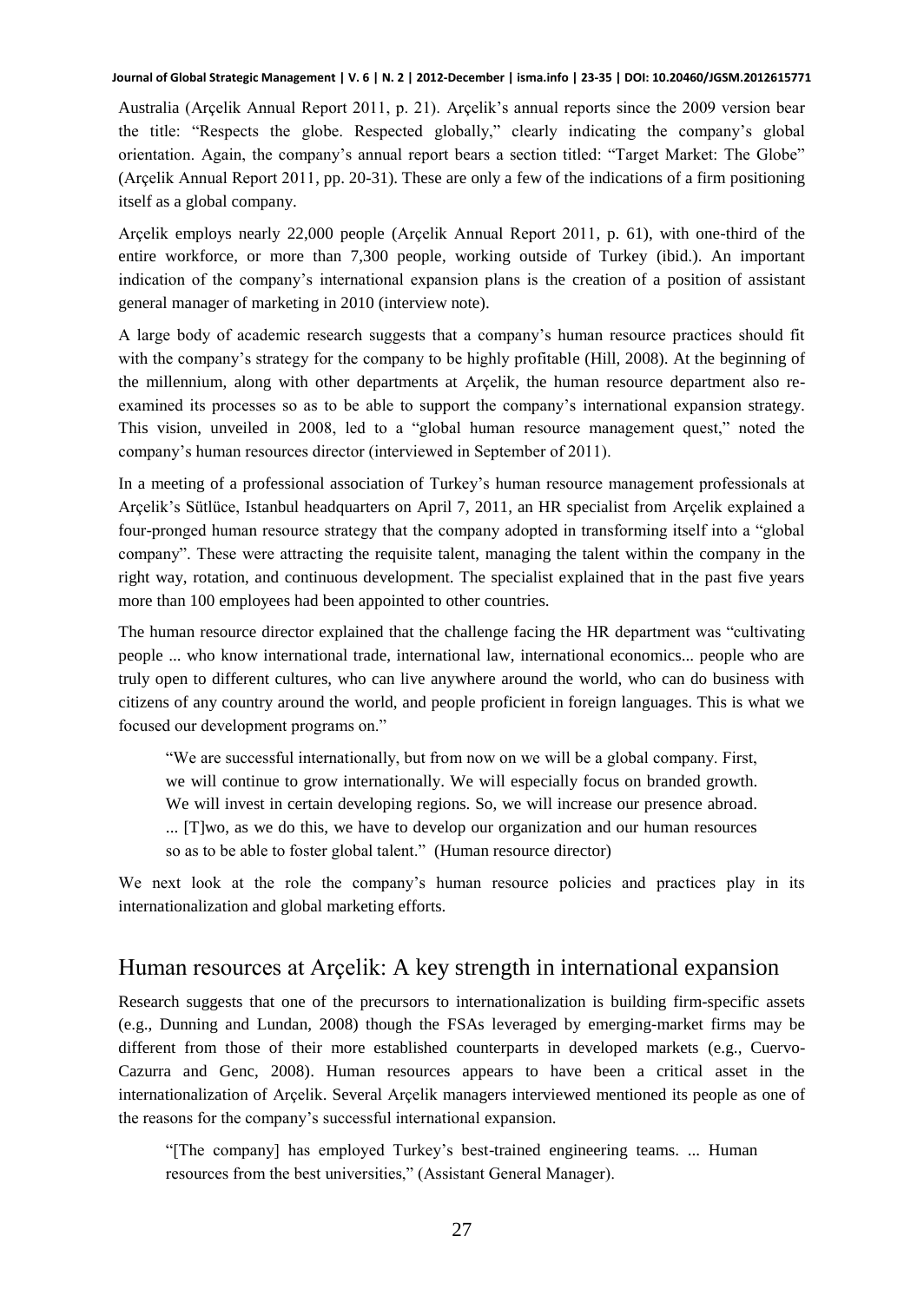Australia (Arçelik Annual Report 2011, p. 21). Arçelik's annual reports since the 2009 version bear the title: "Respects the globe. Respected globally," clearly indicating the company's global orientation. Again, the company's annual report bears a section titled: "Target Market: The Globe" (Arçelik Annual Report 2011, pp. 20-31). These are only a few of the indications of a firm positioning itself as a global company.

Arçelik employs nearly 22,000 people (Arçelik Annual Report 2011, p. 61), with one-third of the entire workforce, or more than 7,300 people, working outside of Turkey (ibid.). An important indication of the company's international expansion plans is the creation of a position of assistant general manager of marketing in 2010 (interview note).

A large body of academic research suggests that a company's human resource practices should fit with the company's strategy for the company to be highly profitable (Hill, 2008). At the beginning of the millennium, along with other departments at Arçelik, the human resource department also re-examined its processes so as to be able to support the company's international expansion strategy. This vision, unveiled in 2008, led to a "global human resource management quest," noted the company's human resources director (interviewed in September of 2011).

In a meeting of a professional association of Turkey's human resource management professionals at Arçelik's Sütlüce, Istanbul headquarters on April 7, 2011, an HR specialist from Arçelik explained a four-pronged human resource strategy that the company adopted in transforming itself into a "global company". These were attracting the requisite talent, managing the talent within the company in the right way, rotation, and continuous development. The specialist explained that in the past five years more than 100 employees had been appointed to other countries.

The human resource director explained that the challenge facing the HR department was "cultivating people ... who know international trade, international law, international economics... people who are truly open to different cultures, who can live anywhere around the world, who can do business with citizens of any country around the world, and people proficient in foreign languages. This is what we focused our development programs on."

> "We are successful internationally, but from now on we will be a global company. First, we will continue to grow internationally. We will especially focus on branded growth. We will invest in certain developing regions. So, we will increase our presence abroad. ... [T]wo, as we do this, we have to develop our organization and our human resources so as to be able to foster global talent." (Human resource director)

We next look at the role the company's human resource policies and practices play in its internationalization and global marketing efforts.

## Human resources at Arçelik: A key strength in international expansion

Research suggests that one of the precursors to internationalization is building firm-specific assets (e.g., Dunning and Lundan, 2008) though the FSAs leveraged by emerging-market firms may be different from those of their more established counterparts in developed markets (e.g., Cuervo-Cazurra and Genc, 2008). Human resources appears to have been a critical asset in the internationalization of Arçelik. Several Arçelik managers interviewed mentioned its people as one of the reasons for the company's successful international expansion.

> "[The company] has employed Turkey's best-trained engineering teams. ... Human resources from the best universities," (Assistant General Manager).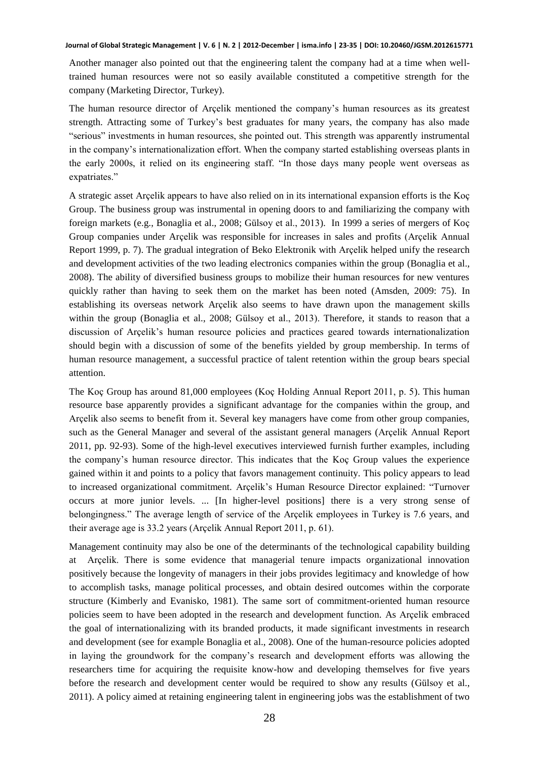Another manager also pointed out that the engineering talent the company had at a time when well-trained human resources were not so easily available constituted a competitive strength for the company (Marketing Director, Turkey).

The human resource director of Arçelik mentioned the company's human resources as its greatest strength. Attracting some of Turkey's best graduates for many years, the company has also made "serious" investments in human resources, she pointed out. This strength was apparently instrumental in the company's internationalization effort. When the company started establishing overseas plants in the early 2000s, it relied on its engineering staff. "In those days many people went overseas as expatriates."

A strategic asset Arçelik appears to have also relied on in its international expansion efforts is the Koç Group. The business group was instrumental in opening doors to and familiarizing the company with foreign markets (e.g., Bonaglia et al., 2008; Gülsoy et al., 2013). In 1999 a series of mergers of Koç Group companies under Arçelik was responsible for increases in sales and profits (Arçelik Annual Report 1999, p. 7). The gradual integration of Beko Elektronik with Arçelik helped unify the research and development activities of the two leading electronics companies within the group (Bonaglia et al., 2008). The ability of diversified business groups to mobilize their human resources for new ventures quickly rather than having to seek them on the market has been noted (Amsden, 2009: 75). In establishing its overseas network Arçelik also seems to have drawn upon the management skills within the group (Bonaglia et al., 2008; Gülsoy et al., 2013). Therefore, it stands to reason that a discussion of Arçelik's human resource policies and practices geared towards internationalization should begin with a discussion of some of the benefits yielded by group membership. In terms of human resource management, a successful practice of talent retention within the group bears special attention.

The Koç Group has around 81,000 employees (Koç Holding Annual Report 2011, p. 5). This human resource base apparently provides a significant advantage for the companies within the group, and Arçelik also seems to benefit from it. Several key managers have come from other group companies, such as the General Manager and several of the assistant general managers (Arçelik Annual Report 2011, pp. 92-93). Some of the high-level executives interviewed furnish further examples, including the company's human resource director. This indicates that the Koç Group values the experience gained within it and points to a policy that favors management continuity. This policy appears to lead to increased organizational commitment. Arçelik's Human Resource Director explained: "Turnover occurs at more junior levels. ... [In higher-level positions] there is a very strong sense of belongingness." The average length of service of the Arçelik employees in Turkey is 7.6 years, and their average age is 33.2 years (Arçelik Annual Report 2011, p. 61).

Management continuity may also be one of the determinants of the technological capability building at Arçelik. There is some evidence that managerial tenure impacts organizational innovation positively because the longevity of managers in their jobs provides legitimacy and knowledge of how to accomplish tasks, manage political processes, and obtain desired outcomes within the corporate structure (Kimberly and Evanisko, 1981). The same sort of commitment-oriented human resource policies seem to have been adopted in the research and development function. As Arçelik embraced the goal of internationalizing with its branded products, it made significant investments in research and development (see for example Bonaglia et al., 2008). One of the human-resource policies adopted in laying the groundwork for the company's research and development efforts was allowing the researchers time for acquiring the requisite know-how and developing themselves for five years before the research and development center would be required to show any results (Gülsoy et al., 2011). A policy aimed at retaining engineering talent in engineering jobs was the establishment of two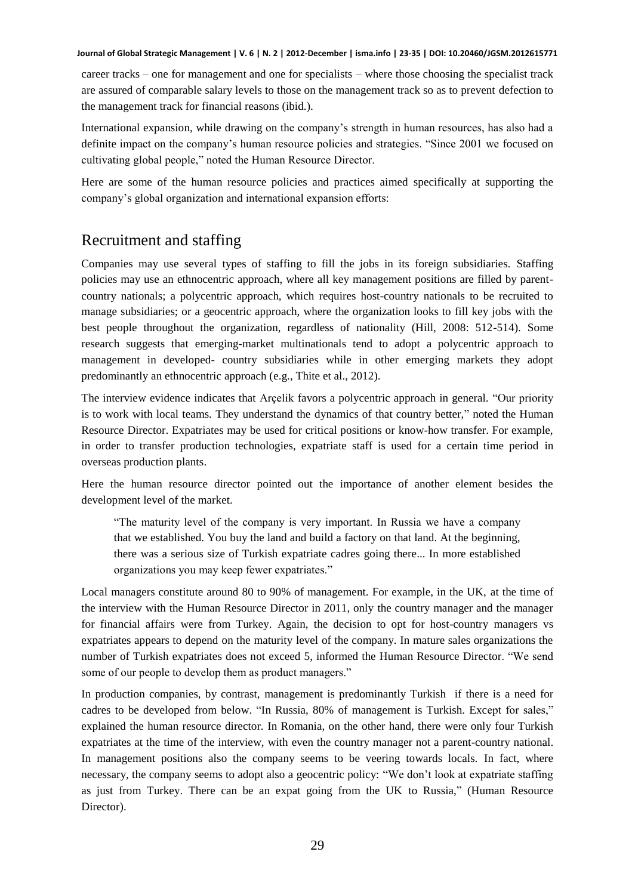career tracks – one for management and one for specialists – where those choosing the specialist track are assured of comparable salary levels to those on the management track so as to prevent defection to the management track for financial reasons (ibid.).

International expansion, while drawing on the company's strength in human resources, has also had a definite impact on the company's human resource policies and strategies. "Since 2001 we focused on cultivating global people," noted the Human Resource Director.

Here are some of the human resource policies and practices aimed specifically at supporting the company's global organization and international expansion efforts:

## Recruitment and staffing

Companies may use several types of staffing to fill the jobs in its foreign subsidiaries. Staffing policies may use an ethnocentric approach, where all key management positions are filled by parent-country nationals; a polycentric approach, which requires host-country nationals to be recruited to manage subsidiaries; or a geocentric approach, where the organization looks to fill key jobs with the best people throughout the organization, regardless of nationality (Hill, 2008: 512-514). Some research suggests that emerging-market multinationals tend to adopt a polycentric approach to management in developed- country subsidiaries while in other emerging markets they adopt predominantly an ethnocentric approach (e.g., Thite et al., 2012).

The interview evidence indicates that Arçelik favors a polycentric approach in general. "Our priority is to work with local teams. They understand the dynamics of that country better," noted the Human Resource Director. Expatriates may be used for critical positions or know-how transfer. For example, in order to transfer production technologies, expatriate staff is used for a certain time period in overseas production plants.

Here the human resource director pointed out the importance of another element besides the development level of the market.

> "The maturity level of the company is very important. In Russia we have a company that we established. You buy the land and build a factory on that land. At the beginning, there was a serious size of Turkish expatriate cadres going there... In more established organizations you may keep fewer expatriates."

Local managers constitute around 80 to 90% of management. For example, in the UK, at the time of the interview with the Human Resource Director in 2011, only the country manager and the manager for financial affairs were from Turkey. Again, the decision to opt for host-country managers vs expatriates appears to depend on the maturity level of the company. In mature sales organizations the number of Turkish expatriates does not exceed 5, informed the Human Resource Director. "We send some of our people to develop them as product managers."

In production companies, by contrast, management is predominantly Turkish if there is a need for cadres to be developed from below. "In Russia, 80% of management is Turkish. Except for sales," explained the human resource director. In Romania, on the other hand, there were only four Turkish expatriates at the time of the interview, with even the country manager not a parent-country national. In management positions also the company seems to be veering towards locals. In fact, where necessary, the company seems to adopt also a geocentric policy: "We don't look at expatriate staffing as just from Turkey. There can be an expat going from the UK to Russia," (Human Resource Director).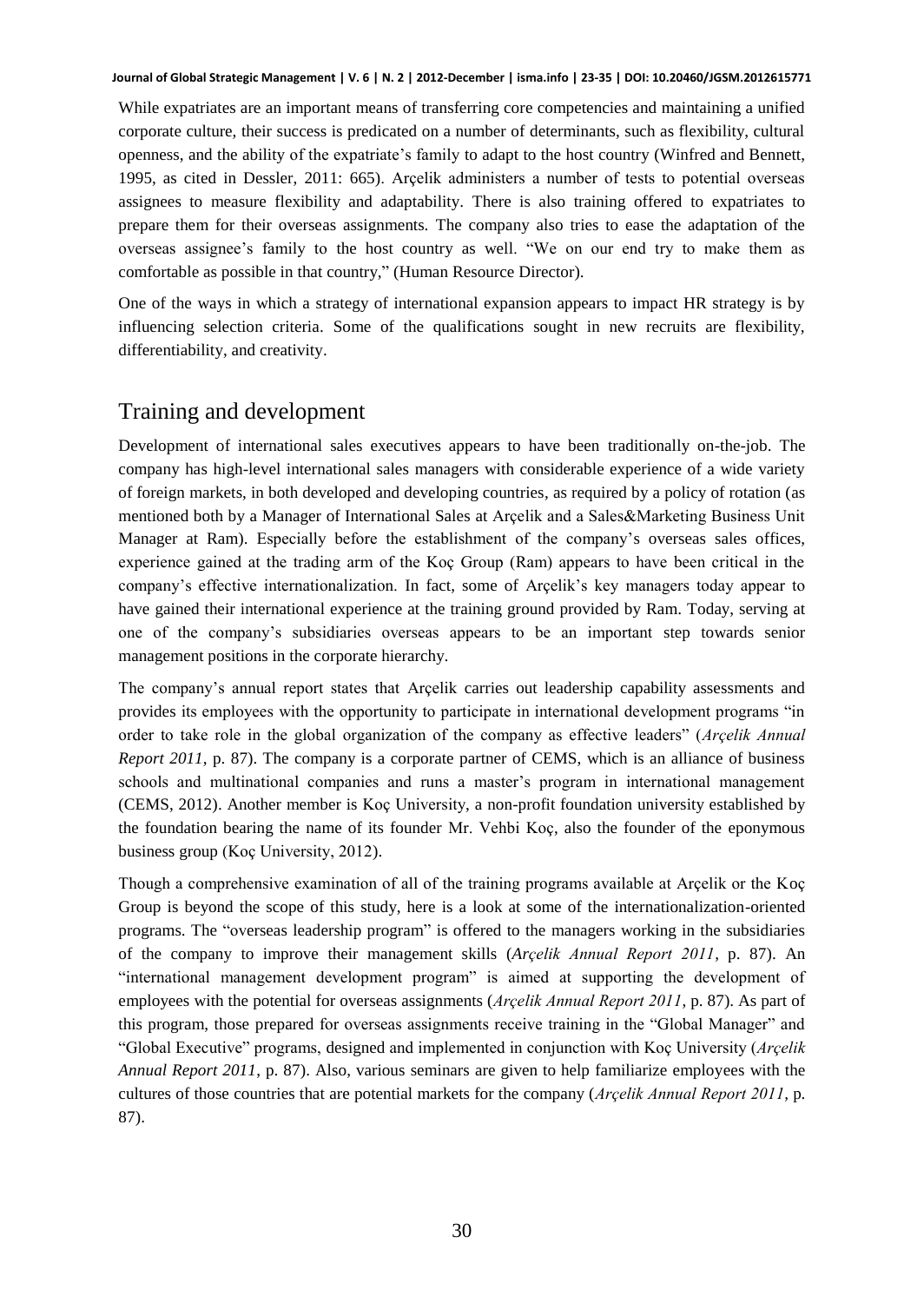While expatriates are an important means of transferring core competencies and maintaining a unified corporate culture, their success is predicated on a number of determinants, such as flexibility, cultural openness, and the ability of the expatriate's family to adapt to the host country (Winfred and Bennett, 1995, as cited in Dessler, 2011: 665). Arçelik administers a number of tests to potential overseas assignees to measure flexibility and adaptability. There is also training offered to expatriates to prepare them for their overseas assignments. The company also tries to ease the adaptation of the overseas assignee's family to the host country as well. "We on our end try to make them as comfortable as possible in that country," (Human Resource Director).

One of the ways in which a strategy of international expansion appears to impact HR strategy is by influencing selection criteria. Some of the qualifications sought in new recruits are flexibility, differentiability, and creativity.

## Training and development

Development of international sales executives appears to have been traditionally on-the-job. The company has high-level international sales managers with considerable experience of a wide variety of foreign markets, in both developed and developing countries, as required by a policy of rotation (as mentioned both by a Manager of International Sales at Arçelik and a Sales&Marketing Business Unit Manager at Ram). Especially before the establishment of the company's overseas sales offices, experience gained at the trading arm of the Koç Group (Ram) appears to have been critical in the company's effective internationalization. In fact, some of Arçelik's key managers today appear to have gained their international experience at the training ground provided by Ram. Today, serving at one of the company's subsidiaries overseas appears to be an important step towards senior management positions in the corporate hierarchy.

The company's annual report states that Arçelik carries out leadership capability assessments and provides its employees with the opportunity to participate in international development programs "in order to take role in the global organization of the company as effective leaders" (*Arçelik Annual Report 2011*, p. 87). The company is a corporate partner of CEMS, which is an alliance of business schools and multinational companies and runs a master's program in international management (CEMS, 2012). Another member is Koç University, a non-profit foundation university established by the foundation bearing the name of its founder Mr. Vehbi Koç, also the founder of the eponymous business group (Koç University, 2012).

Though a comprehensive examination of all of the training programs available at Arçelik or the Koç Group is beyond the scope of this study, here is a look at some of the internationalization-oriented programs. The "overseas leadership program" is offered to the managers working in the subsidiaries of the company to improve their management skills (*Arçelik Annual Report 2011*, p. 87). An "international management development program" is aimed at supporting the development of employees with the potential for overseas assignments (*Arçelik Annual Report 2011*, p. 87). As part of this program, those prepared for overseas assignments receive training in the "Global Manager" and "Global Executive" programs, designed and implemented in conjunction with Koç University (*Arçelik Annual Report 2011*, p. 87). Also, various seminars are given to help familiarize employees with the cultures of those countries that are potential markets for the company (*Arçelik Annual Report 2011*, p. 87).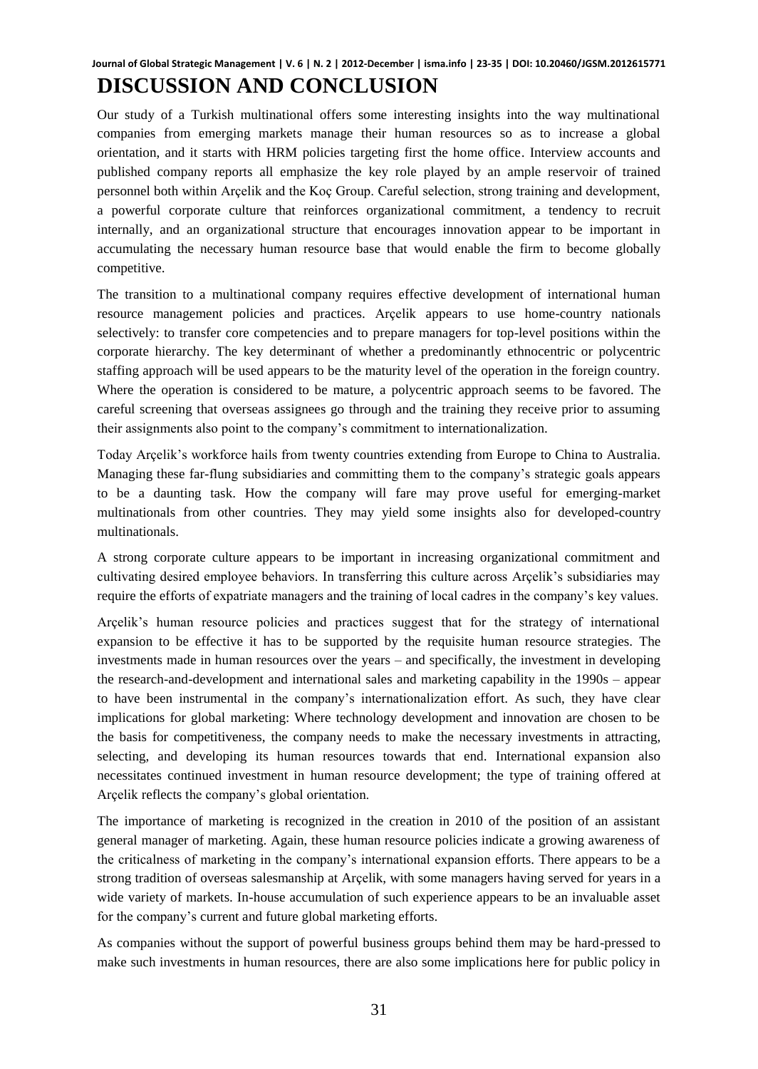# DISCUSSION AND CONCLUSION

Our study of a Turkish multinational offers some interesting insights into the way multinational companies from emerging markets manage their human resources so as to increase a global orientation, and it starts with HRM policies targeting first the home office. Interview accounts and published company reports all emphasize the key role played by an ample reservoir of trained personnel both within Arçelik and the Koç Group. Careful selection, strong training and development, a powerful corporate culture that reinforces organizational commitment, a tendency to recruit internally, and an organizational structure that encourages innovation appear to be important in accumulating the necessary human resource base that would enable the firm to become globally competitive.

The transition to a multinational company requires effective development of international human resource management policies and practices. Arçelik appears to use home-country nationals selectively: to transfer core competencies and to prepare managers for top-level positions within the corporate hierarchy. The key determinant of whether a predominantly ethnocentric or polycentric staffing approach will be used appears to be the maturity level of the operation in the foreign country. Where the operation is considered to be mature, a polycentric approach seems to be favored. The careful screening that overseas assignees go through and the training they receive prior to assuming their assignments also point to the company's commitment to internationalization.

Today Arçelik's workforce hails from twenty countries extending from Europe to China to Australia. Managing these far-flung subsidiaries and committing them to the company's strategic goals appears to be a daunting task. How the company will fare may prove useful for emerging-market multinationals from other countries. They may yield some insights also for developed-country multinationals.

A strong corporate culture appears to be important in increasing organizational commitment and cultivating desired employee behaviors. In transferring this culture across Arçelik's subsidiaries may require the efforts of expatriate managers and the training of local cadres in the company's key values.

Arçelik's human resource policies and practices suggest that for the strategy of international expansion to be effective it has to be supported by the requisite human resource strategies. The investments made in human resources over the years – and specifically, the investment in developing the research-and-development and international sales and marketing capability in the 1990s – appear to have been instrumental in the company's internationalization effort. As such, they have clear implications for global marketing: Where technology development and innovation are chosen to be the basis for competitiveness, the company needs to make the necessary investments in attracting, selecting, and developing its human resources towards that end. International expansion also necessitates continued investment in human resource development; the type of training offered at Arçelik reflects the company's global orientation.

The importance of marketing is recognized in the creation in 2010 of the position of an assistant general manager of marketing. Again, these human resource policies indicate a growing awareness of the criticalness of marketing in the company's international expansion efforts. There appears to be a strong tradition of overseas salesmanship at Arçelik, with some managers having served for years in a wide variety of markets. In-house accumulation of such experience appears to be an invaluable asset for the company's current and future global marketing efforts.

As companies without the support of powerful business groups behind them may be hard-pressed to make such investments in human resources, there are also some implications here for public policy in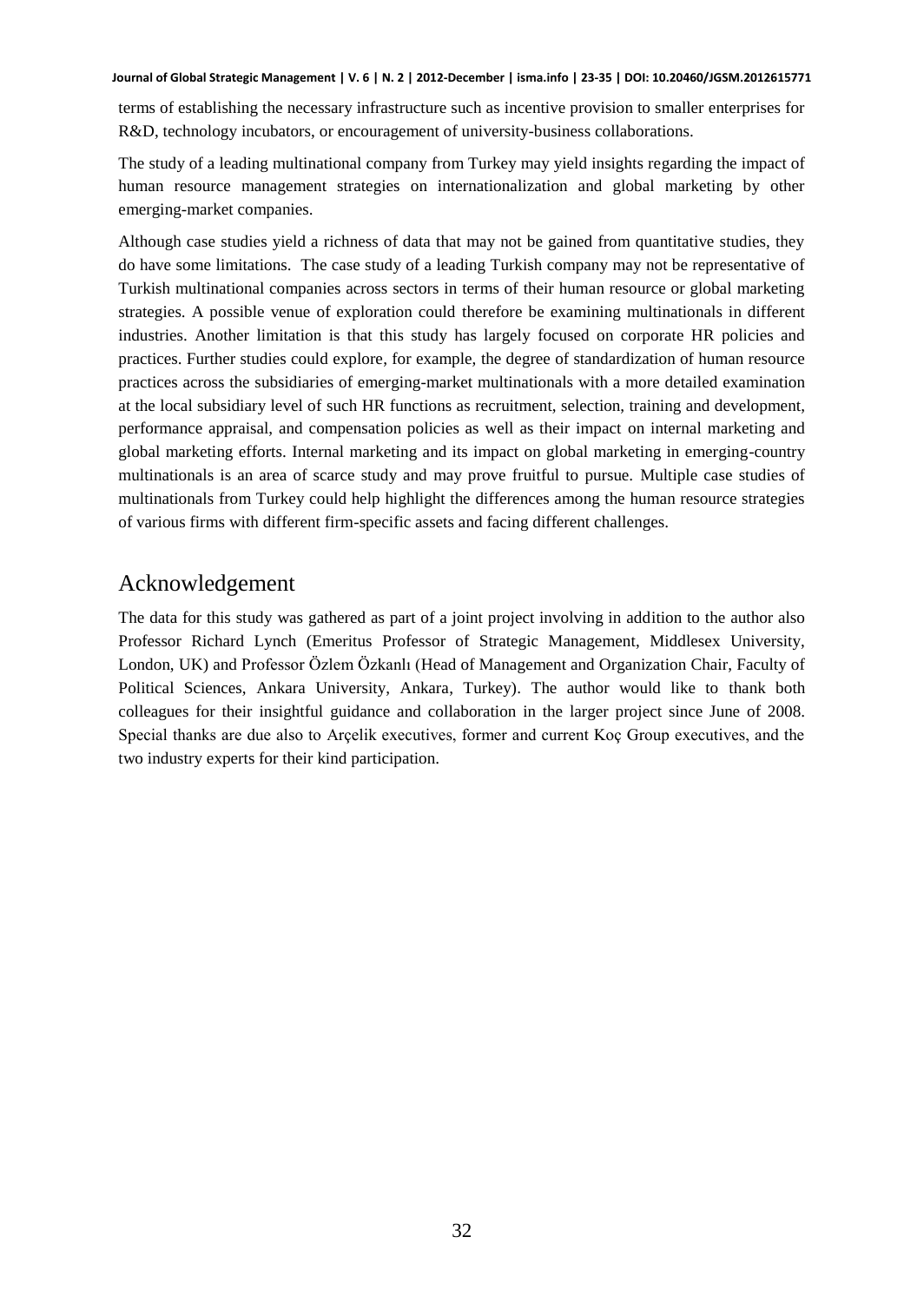terms of establishing the necessary infrastructure such as incentive provision to smaller enterprises for R&D, technology incubators, or encouragement of university-business collaborations.

The study of a leading multinational company from Turkey may yield insights regarding the impact of human resource management strategies on internationalization and global marketing by other emerging-market companies.

Although case studies yield a richness of data that may not be gained from quantitative studies, they do have some limitations. The case study of a leading Turkish company may not be representative of Turkish multinational companies across sectors in terms of their human resource or global marketing strategies. A possible venue of exploration could therefore be examining multinationals in different industries. Another limitation is that this study has largely focused on corporate HR policies and practices. Further studies could explore, for example, the degree of standardization of human resource practices across the subsidiaries of emerging-market multinationals with a more detailed examination at the local subsidiary level of such HR functions as recruitment, selection, training and development, performance appraisal, and compensation policies as well as their impact on internal marketing and global marketing efforts. Internal marketing and its impact on global marketing in emerging-country multinationals is an area of scarce study and may prove fruitful to pursue. Multiple case studies of multinationals from Turkey could help highlight the differences among the human resource strategies of various firms with different firm-specific assets and facing different challenges.

## Acknowledgement

The data for this study was gathered as part of a joint project involving in addition to the author also Professor Richard Lynch (Emeritus Professor of Strategic Management, Middlesex University, London, UK) and Professor Özlem Özkanlı (Head of Management and Organization Chair, Faculty of Political Sciences, Ankara University, Ankara, Turkey). The author would like to thank both colleagues for their insightful guidance and collaboration in the larger project since June of 2008. Special thanks are due also to Arçelik executives, former and current Koç Group executives, and the two industry experts for their kind participation.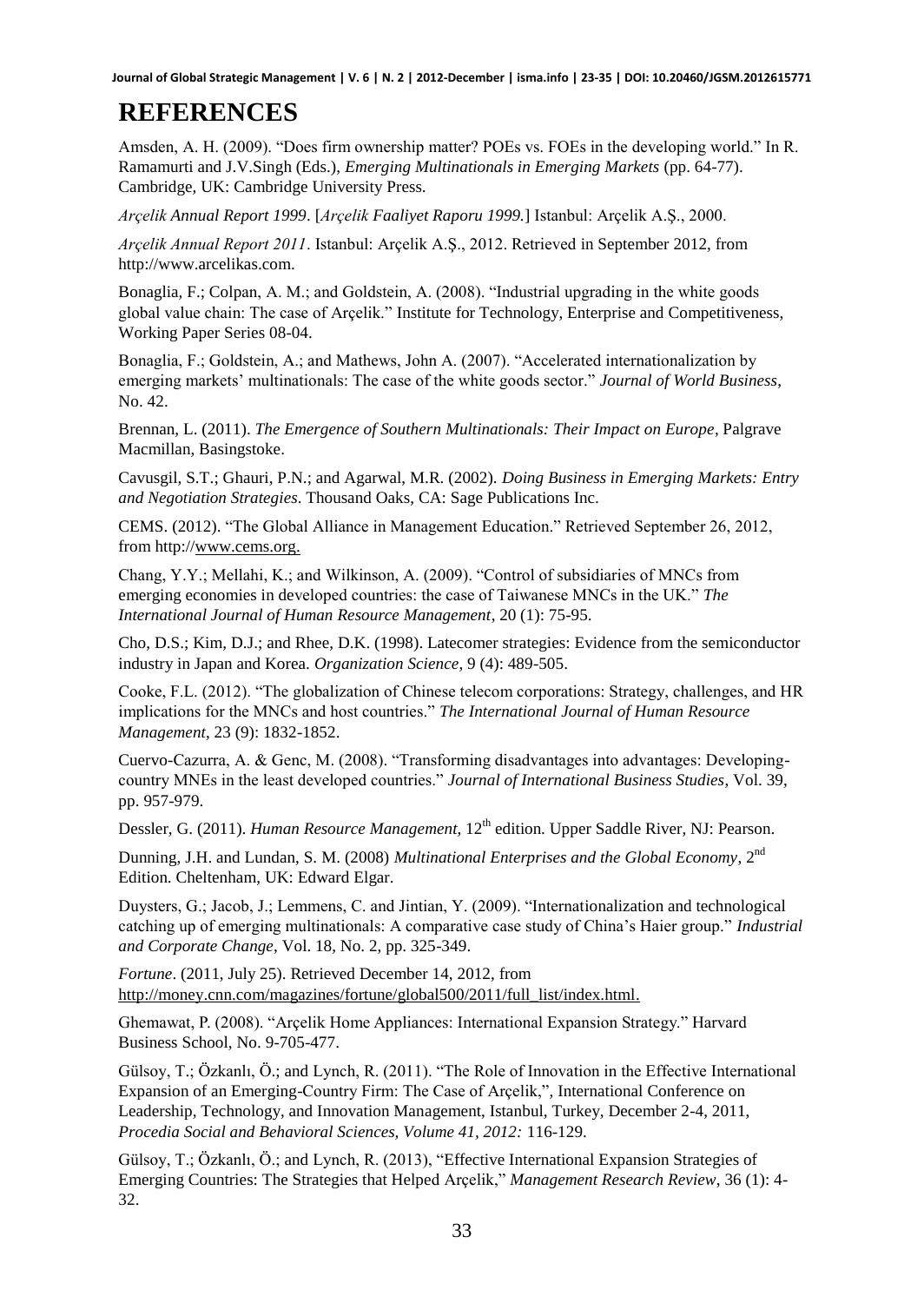# REFERENCES

Amsden, A. H. (2009). "Does firm ownership matter? POEs vs. FOEs in the developing world." In R. Ramamurti and J.V.Singh (Eds.), *Emerging Multinationals in Emerging Markets* (pp. 64-77). Cambridge, UK: Cambridge University Press.

*Arçelik Annual Report 1999*. [*Arçelik Faaliyet Raporu 1999.*] Istanbul: Arçelik A.Ş., 2000.

*Arçelik Annual Report 2011*. Istanbul: Arçelik A.Ş., 2012. Retrieved in September 2012, from http://www.arcelikas.com.

Bonaglia, F.; Colpan, A. M.; and Goldstein, A. (2008). "Industrial upgrading in the white goods global value chain: The case of Arçelik." Institute for Technology, Enterprise and Competitiveness, Working Paper Series 08-04.

Bonaglia, F.; Goldstein, A.; and Mathews, John A. (2007). "Accelerated internationalization by emerging markets' multinationals: The case of the white goods sector." *Journal of World Business*, No. 42.

Brennan, L. (2011). *The Emergence of Southern Multinationals: Their Impact on Europe*, Palgrave Macmillan, Basingstoke.

Cavusgil, S.T.; Ghauri, P.N.; and Agarwal, M.R. (2002). *Doing Business in Emerging Markets: Entry and Negotiation Strategies*. Thousand Oaks, CA: Sage Publications Inc.

CEMS. (2012). "The Global Alliance in Management Education." Retrieved September 26, 2012, from http://www.cems.org.

Chang, Y.Y.; Mellahi, K.; and Wilkinson, A. (2009). "Control of subsidiaries of MNCs from emerging economies in developed countries: the case of Taiwanese MNCs in the UK." *The International Journal of Human Resource Management*, 20 (1): 75-95.

Cho, D.S.; Kim, D.J.; and Rhee, D.K. (1998). Latecomer strategies: Evidence from the semiconductor industry in Japan and Korea. *Organization Science*, 9 (4): 489-505.

Cooke, F.L. (2012). "The globalization of Chinese telecom corporations: Strategy, challenges, and HR implications for the MNCs and host countries." *The International Journal of Human Resource Management,* 23 (9): 1832-1852.

Cuervo-Cazurra, A. & Genc, M. (2008). "Transforming disadvantages into advantages: Developing-country MNEs in the least developed countries." *Journal of International Business Studies*, Vol. 39, pp. 957-979.

Dessler, G. (2011). *Human Resource Management,* 12th edition. Upper Saddle River, NJ: Pearson.

Dunning, J.H. and Lundan, S. M. (2008) *Multinational Enterprises and the Global Economy*, 2nd Edition. Cheltenham, UK: Edward Elgar.

Duysters, G.; Jacob, J.; Lemmens, C. and Jintian, Y. (2009). "Internationalization and technological catching up of emerging multinationals: A comparative case study of China's Haier group." *Industrial and Corporate Change*, Vol. 18, No. 2, pp. 325-349.

*Fortune*. (2011, July 25). Retrieved December 14, 2012, from http://money.cnn.com/magazines/fortune/global500/2011/full_list/index.html.

Ghemawat, P. (2008). "Arçelik Home Appliances: International Expansion Strategy." Harvard Business School, No. 9-705-477.

Gülsoy, T.; Özkanlı, Ö.; and Lynch, R. (2011). "The Role of Innovation in the Effective International Expansion of an Emerging-Country Firm: The Case of Arçelik,", International Conference on Leadership, Technology, and Innovation Management, Istanbul, Turkey, December 2-4, 2011, *Procedia Social and Behavioral Sciences, Volume 41, 2012:* 116-129.

Gülsoy, T.; Özkanlı, Ö.; and Lynch, R. (2013), "Effective International Expansion Strategies of Emerging Countries: The Strategies that Helped Arçelik," *Management Research Review*, 36 (1): 4-32.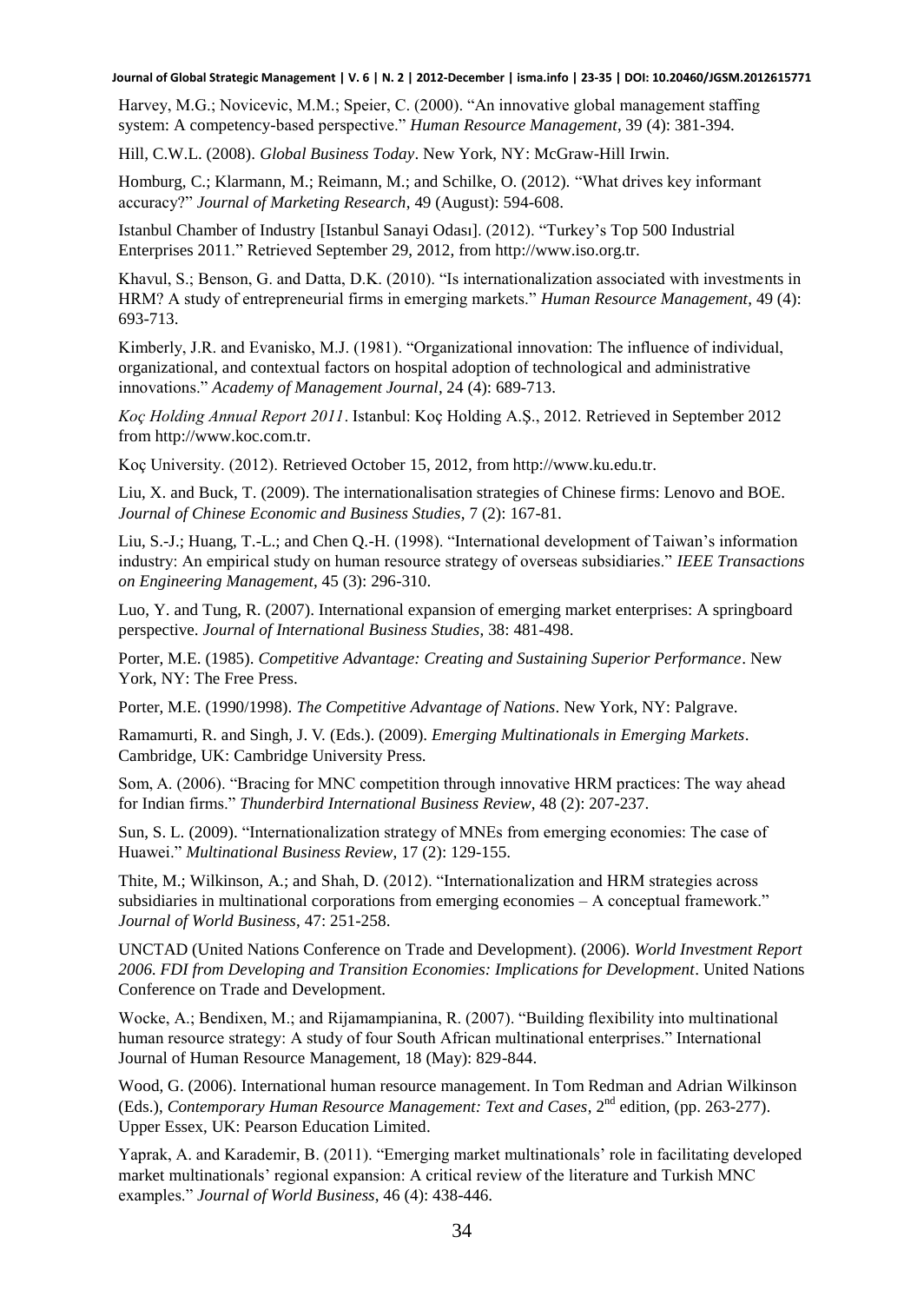Harvey, M.G.; Novicevic, M.M.; Speier, C. (2000). "An innovative global management staffing system: A competency-based perspective." *Human Resource Management*, 39 (4): 381-394.

Hill, C.W.L. (2008). *Global Business Today*. New York, NY: McGraw-Hill Irwin.

Homburg, C.; Klarmann, M.; Reimann, M.; and Schilke, O. (2012). "What drives key informant accuracy?" *Journal of Marketing Research*, 49 (August): 594-608.

Istanbul Chamber of Industry [Istanbul Sanayi Odası]. (2012). "Turkey's Top 500 Industrial Enterprises 2011." Retrieved September 29, 2012, from http://www.iso.org.tr.

Khavul, S.; Benson, G. and Datta, D.K. (2010). "Is internationalization associated with investments in HRM? A study of entrepreneurial firms in emerging markets." *Human Resource Management*, 49 (4): 693-713.

Kimberly, J.R. and Evanisko, M.J. (1981). "Organizational innovation: The influence of individual, organizational, and contextual factors on hospital adoption of technological and administrative innovations." *Academy of Management Journal*, 24 (4): 689-713.

*Koç Holding Annual Report 2011*. Istanbul: Koç Holding A.Ş., 2012. Retrieved in September 2012 from http://www.koc.com.tr.

Koç University. (2012). Retrieved October 15, 2012, from http://www.ku.edu.tr.

Liu, X. and Buck, T. (2009). The internationalisation strategies of Chinese firms: Lenovo and BOE. *Journal of Chinese Economic and Business Studies*, 7 (2): 167-81.

Liu, S.-J.; Huang, T.-L.; and Chen Q.-H. (1998). "International development of Taiwan's information industry: An empirical study on human resource strategy of overseas subsidiaries." *IEEE Transactions on Engineering Management*, 45 (3): 296-310.

Luo, Y. and Tung, R. (2007). International expansion of emerging market enterprises: A springboard perspective. *Journal of International Business Studies*, 38: 481-498.

Porter, M.E. (1985). *Competitive Advantage: Creating and Sustaining Superior Performance*. New York, NY: The Free Press.

Porter, M.E. (1990/1998). *The Competitive Advantage of Nations*. New York, NY: Palgrave.

Ramamurti, R. and Singh, J. V. (Eds.). (2009). *Emerging Multinationals in Emerging Markets*. Cambridge, UK: Cambridge University Press.

Som, A. (2006). "Bracing for MNC competition through innovative HRM practices: The way ahead for Indian firms." *Thunderbird International Business Review*, 48 (2): 207-237.

Sun, S. L. (2009). "Internationalization strategy of MNEs from emerging economies: The case of Huawei." *Multinational Business Review*, 17 (2): 129-155.

Thite, M.; Wilkinson, A.; and Shah, D. (2012). "Internationalization and HRM strategies across subsidiaries in multinational corporations from emerging economies – A conceptual framework." *Journal of World Business*, 47: 251-258.

UNCTAD (United Nations Conference on Trade and Development). (2006). *World Investment Report 2006. FDI from Developing and Transition Economies: Implications for Development*. United Nations Conference on Trade and Development.

Wocke, A.; Bendixen, M.; and Rijamampianina, R. (2007). "Building flexibility into multinational human resource strategy: A study of four South African multinational enterprises." International Journal of Human Resource Management, 18 (May): 829-844.

Wood, G. (2006). International human resource management. In Tom Redman and Adrian Wilkinson (Eds.), *Contemporary Human Resource Management: Text and Cases*, 2nd edition, (pp. 263-277). Upper Essex, UK: Pearson Education Limited.

Yaprak, A. and Karademir, B. (2011). "Emerging market multinationals' role in facilitating developed market multinationals' regional expansion: A critical review of the literature and Turkish MNC examples." *Journal of World Business*, 46 (4): 438-446.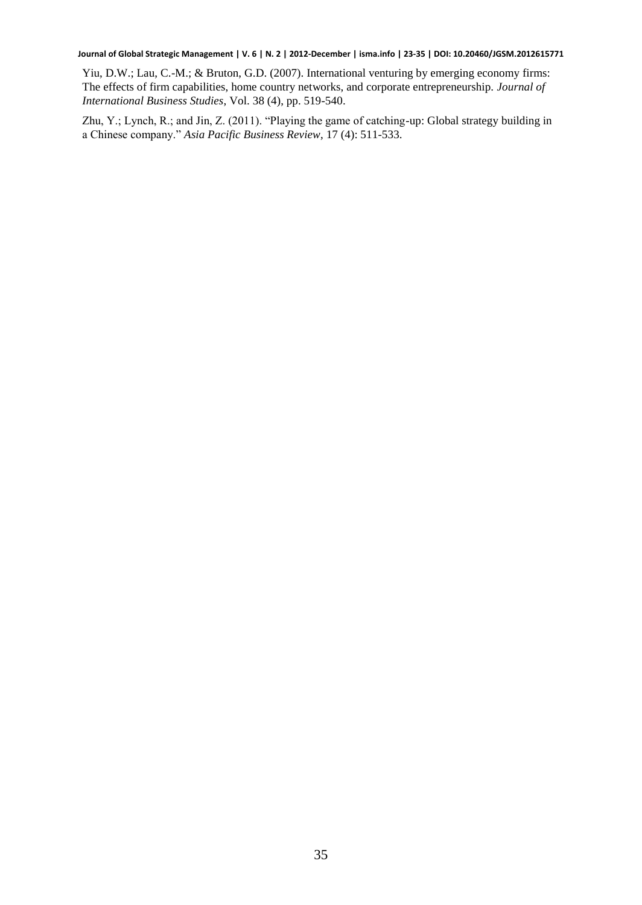Yiu, D.W.; Lau, C.-M.; & Bruton, G.D. (2007). International venturing by emerging economy firms: The effects of firm capabilities, home country networks, and corporate entrepreneurship. *Journal of International Business Studies*, Vol. 38 (4), pp. 519-540.

Zhu, Y.; Lynch, R.; and Jin, Z. (2011). "Playing the game of catching-up: Global strategy building in a Chinese company." *Asia Pacific Business Review*, 17 (4): 511-533.